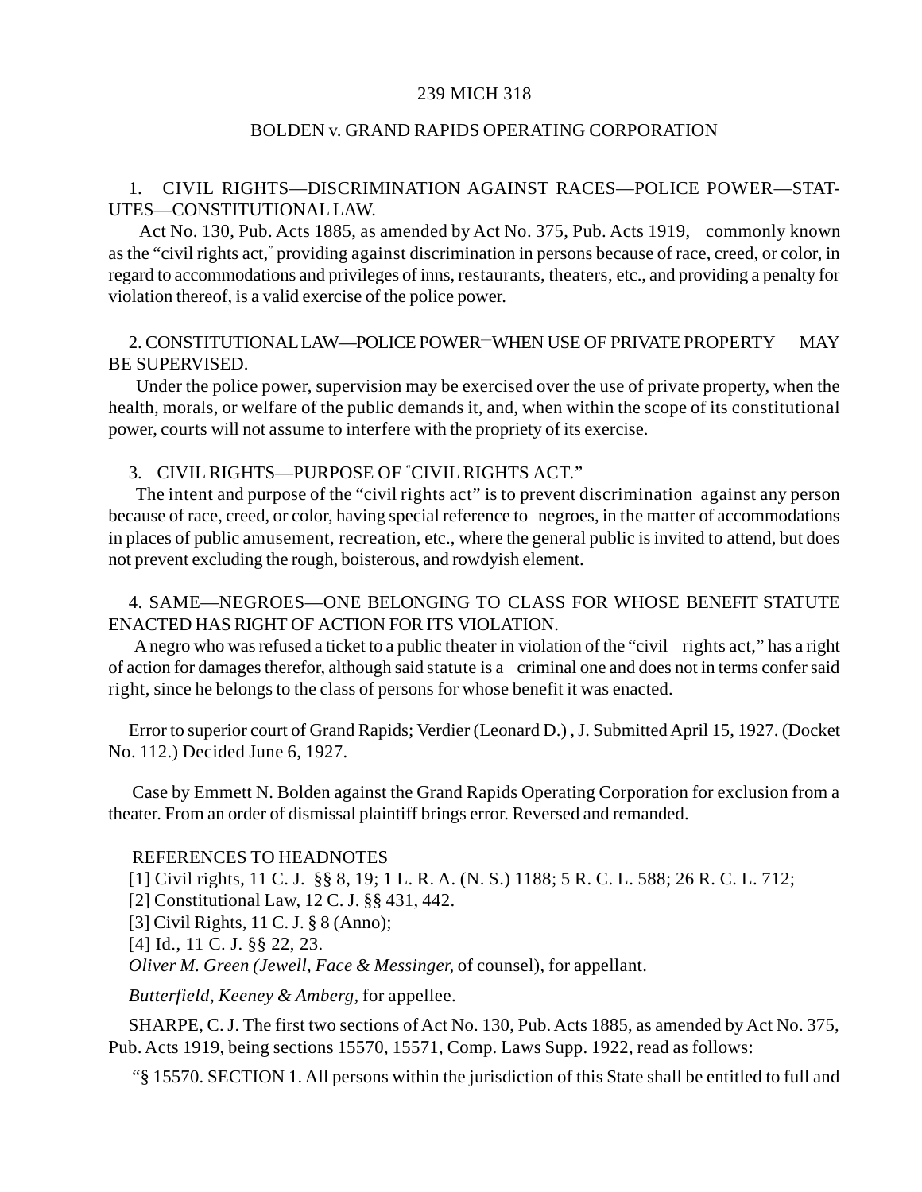239 MICH 318

BOLDEN v. GRAND RAPIDS OPERATING CORPORATION

1. CIVIL RIGHTS—DISCRIMINATION AGAINST RACES—POLICE POWER—STATUTES—CONSTITUTIONAL LAW.

Act No. 130, Pub. Acts 1885, as amended by Act No. 375, Pub. Acts 1919, commonly known as the "civil rights act," providing against discrimination in persons because of race, creed, or color, in regard to accommodations and privileges of inns, restaurants, theaters, etc., and providing a penalty for violation thereof, is a valid exercise of the police power.

2. CONSTITUTIONAL LAW—POLICE POWER—WHEN USE OF PRIVATE PROPERTY MAY BE SUPERVISED.

Under the police power, supervision may be exercised over the use of private property, when the health, morals, or welfare of the public demands it, and, when within the scope of its constitutional power, courts will not assume to interfere with the propriety of its exercise.

3. CIVIL RIGHTS—PURPOSE OF "CIVIL RIGHTS ACT."

The intent and purpose of the "civil rights act" is to prevent discrimination against any person because of race, creed, or color, having special reference to negroes, in the matter of accommodations in places of public amusement, recreation, etc., where the general public is invited to attend, but does not prevent excluding the rough, boisterous, and rowdyish element.

4. SAME—NEGROES—ONE BELONGING TO CLASS FOR WHOSE BENEFIT STATUTE ENACTED HAS RIGHT OF ACTION FOR ITS VIOLATION.

A negro who was refused a ticket to a public theater in violation of the "civil rights act," has a right of action for damages therefor, although said statute is a criminal one and does not in terms confer said right, since he belongs to the class of persons for whose benefit it was enacted.

Error to superior court of Grand Rapids; Verdier (Leonard D.) , J. Submitted April 15, 1927. (Docket No. 112.) Decided June 6, 1927.

Case by Emmett N. Bolden against the Grand Rapids Operating Corporation for exclusion from a theater. From an order of dismissal plaintiff brings error. Reversed and remanded.

REFERENCES TO HEADNOTES

[1] Civil rights, 11 C. J. §§ 8, 19; 1 L. R. A. (N. S.) 1188; 5 R. C. L. 588; 26 R. C. L. 712;
[2] Constitutional Law, 12 C. J. §§ 431, 442.
[3] Civil Rights, 11 C. J. § 8 (Anno);
[4] Id., 11 C. J. §§ 22, 23.

*Oliver M. Green (Jewell, Face & Messinger,* of counsel), for appellant.

*Butterfield, Keeney & Amberg,* for appellee.

SHARPE, C. J. The first two sections of Act No. 130, Pub. Acts 1885, as amended by Act No. 375, Pub. Acts 1919, being sections 15570, 15571, Comp. Laws Supp. 1922, read as follows:

"§ 15570. SECTION 1. All persons within the jurisdiction of this State shall be entitled to full and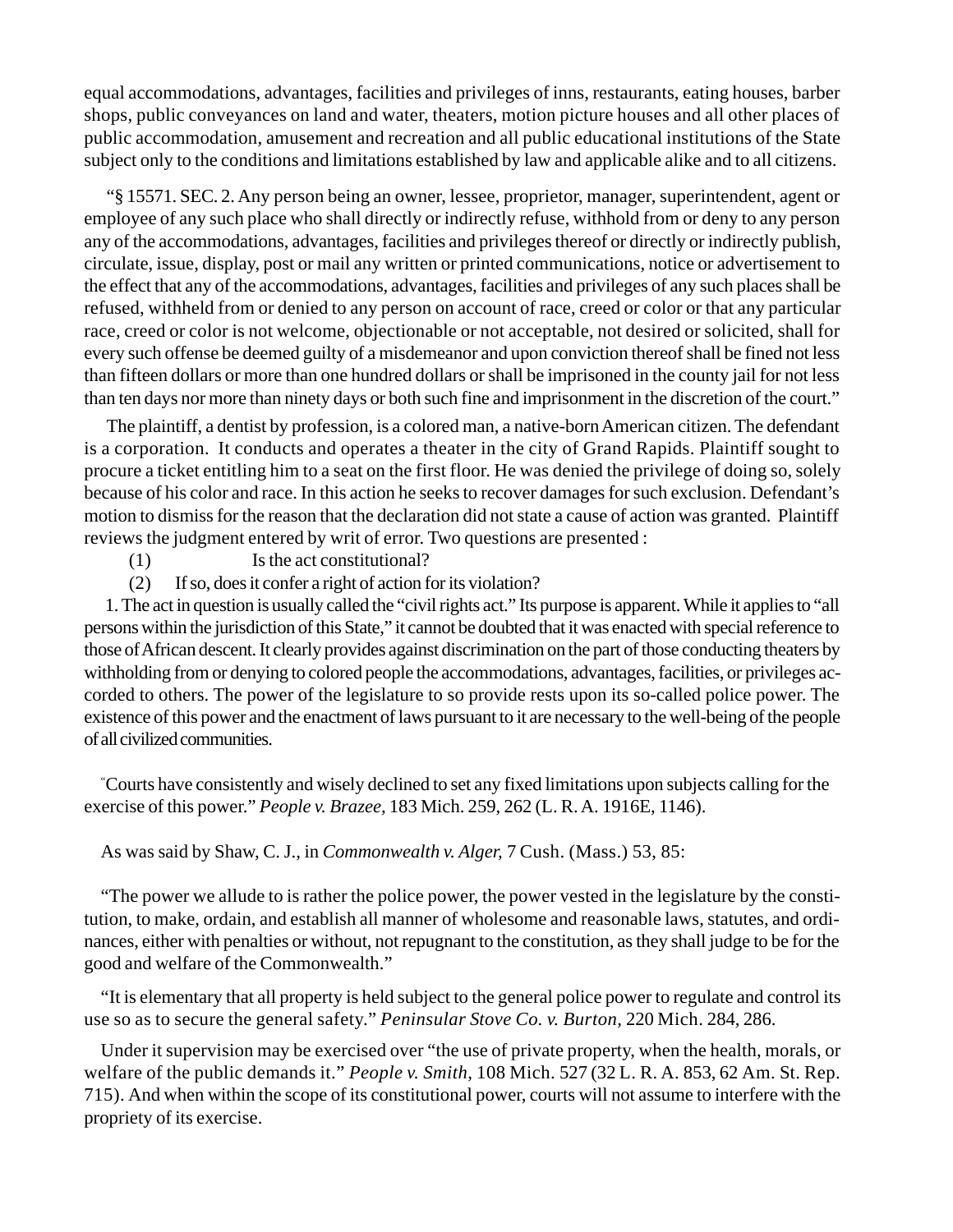equal accommodations, advantages, facilities and privileges of inns, restaurants, eating houses, barber shops, public conveyances on land and water, theaters, motion picture houses and all other places of public accommodation, amusement and recreation and all public educational institutions of the State subject only to the conditions and limitations established by law and applicable alike and to all citizens.

"§ 15571. SEC. 2. Any person being an owner, lessee, proprietor, manager, superintendent, agent or employee of any such place who shall directly or indirectly refuse, withhold from or deny to any person any of the accommodations, advantages, facilities and privileges thereof or directly or indirectly publish, circulate, issue, display, post or mail any written or printed communications, notice or advertisement to the effect that any of the accommodations, advantages, facilities and privileges of any such places shall be refused, withheld from or denied to any person on account of race, creed or color or that any particular race, creed or color is not welcome, objectionable or not acceptable, not desired or solicited, shall for every such offense be deemed guilty of a misdemeanor and upon conviction thereof shall be fined not less than fifteen dollars or more than one hundred dollars or shall be imprisoned in the county jail for not less than ten days nor more than ninety days or both such fine and imprisonment in the discretion of the court."

The plaintiff, a dentist by profession, is a colored man, a native-born American citizen. The defendant is a corporation. It conducts and operates a theater in the city of Grand Rapids. Plaintiff sought to procure a ticket entitling him to a seat on the first floor. He was denied the privilege of doing so, solely because of his color and race. In this action he seeks to recover damages for such exclusion. Defendant's motion to dismiss for the reason that the declaration did not state a cause of action was granted. Plaintiff reviews the judgment entered by writ of error. Two questions are presented :

(1) Is the act constitutional?

(2) If so, does it confer a right of action for its violation?

1. The act in question is usually called the "civil rights act." Its purpose is apparent. While it applies to "all persons within the jurisdiction of this State," it cannot be doubted that it was enacted with special reference to those of African descent. It clearly provides against discrimination on the part of those conducting theaters by withholding from or denying to colored people the accommodations, advantages, facilities, or privileges accorded to others. The power of the legislature to so provide rests upon its so-called police power. The existence of this power and the enactment of laws pursuant to it are necessary to the well-being of the people of all civilized communities.

"Courts have consistently and wisely declined to set any fixed limitations upon subjects calling for the exercise of this power." *People v. Brazee,* 183 Mich. 259, 262 (L. R. A. 1916E, 1146).

As was said by Shaw, C. J., in *Commonwealth v. Alger,* 7 Cush. (Mass.) 53, 85:

"The power we allude to is rather the police power, the power vested in the legislature by the constitution, to make, ordain, and establish all manner of wholesome and reasonable laws, statutes, and ordinances, either with penalties or without, not repugnant to the constitution, as they shall judge to be for the good and welfare of the Commonwealth."

"It is elementary that all property is held subject to the general police power to regulate and control its use so as to secure the general safety." *Peninsular Stove Co. v. Burton*, 220 Mich. 284, 286.

Under it supervision may be exercised over "the use of private property, when the health, morals, or welfare of the public demands it." *People v. Smith*, 108 Mich. 527 (32 L. R. A. 853, 62 Am. St. Rep. 715). And when within the scope of its constitutional power, courts will not assume to interfere with the propriety of its exercise.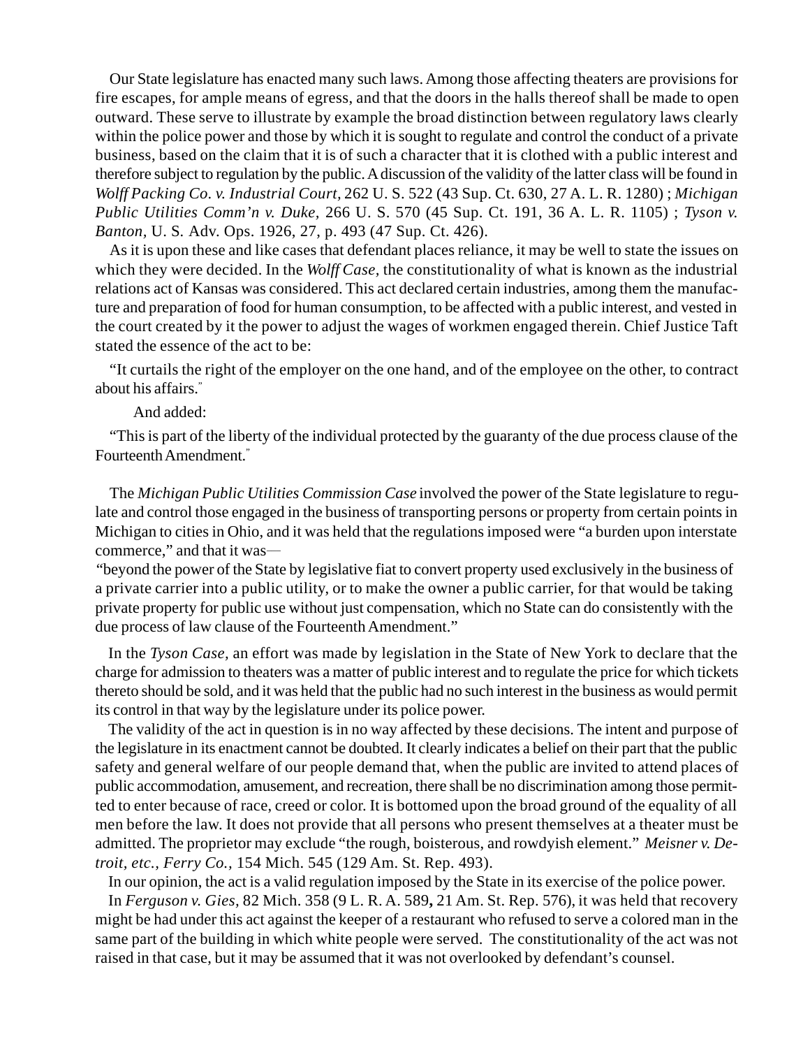Our State legislature has enacted many such laws. Among those affecting theaters are provisions for fire escapes, for ample means of egress, and that the doors in the halls thereof shall be made to open outward. These serve to illustrate by example the broad distinction between regulatory laws clearly within the police power and those by which it is sought to regulate and control the conduct of a private business, based on the claim that it is of such a character that it is clothed with a public interest and therefore subject to regulation by the public. A discussion of the validity of the latter class will be found in *Wolff Packing Co. v. Industrial Court,* 262 U. S. 522 (43 Sup. Ct. 630, 27 A. L. R. 1280) ; *Michigan Public Utilities Comm'n v. Duke,* 266 U. S. 570 (45 Sup. Ct. 191, 36 A. L. R. 1105) ; *Tyson v. Banton,* U. S. Adv. Ops. 1926, 27, p. 493 (47 Sup. Ct. 426).

As it is upon these and like cases that defendant places reliance, it may be well to state the issues on which they were decided. In the *Wolff Case,* the constitutionality of what is known as the industrial relations act of Kansas was considered. This act declared certain industries, among them the manufacture and preparation of food for human consumption, to be affected with a public interest, and vested in the court created by it the power to adjust the wages of workmen engaged therein. Chief Justice Taft stated the essence of the act to be:

"It curtails the right of the employer on the one hand, and of the employee on the other, to contract about his affairs."

And added:

"This is part of the liberty of the individual protected by the guaranty of the due process clause of the Fourteenth Amendment."

The *Michigan Public Utilities Commission Case* involved the power of the State legislature to regulate and control those engaged in the business of transporting persons or property from certain points in Michigan to cities in Ohio, and it was held that the regulations imposed were "a burden upon interstate commerce," and that it was—

"beyond the power of the State by legislative fiat to convert property used exclusively in the business of a private carrier into a public utility, or to make the owner a public carrier, for that would be taking private property for public use without just compensation, which no State can do consistently with the due process of law clause of the Fourteenth Amendment."

In the *Tyson Case,* an effort was made by legislation in the State of New York to declare that the charge for admission to theaters was a matter of public interest and to regulate the price for which tickets thereto should be sold, and it was held that the public had no such interest in the business as would permit its control in that way by the legislature under its police power.

The validity of the act in question is in no way affected by these decisions. The intent and purpose of the legislature in its enactment cannot be doubted. It clearly indicates a belief on their part that the public safety and general welfare of our people demand that, when the public are invited to attend places of public accommodation, amusement, and recreation, there shall be no discrimination among those permitted to enter because of race, creed or color. It is bottomed upon the broad ground of the equality of all men before the law. It does not provide that all persons who present themselves at a theater must be admitted. The proprietor may exclude "the rough, boisterous, and rowdyish element." *Meisner v. Detroit, etc., Ferry Co.,* 154 Mich. 545 (129 Am. St. Rep. 493).

In our opinion, the act is a valid regulation imposed by the State in its exercise of the police power.

In *Ferguson v. Gies,* 82 Mich. 358 (9 L. R. A. 589**,** 21 Am. St. Rep. 576), it was held that recovery might be had under this act against the keeper of a restaurant who refused to serve a colored man in the same part of the building in which white people were served. The constitutionality of the act was not raised in that case, but it may be assumed that it was not overlooked by defendant's counsel.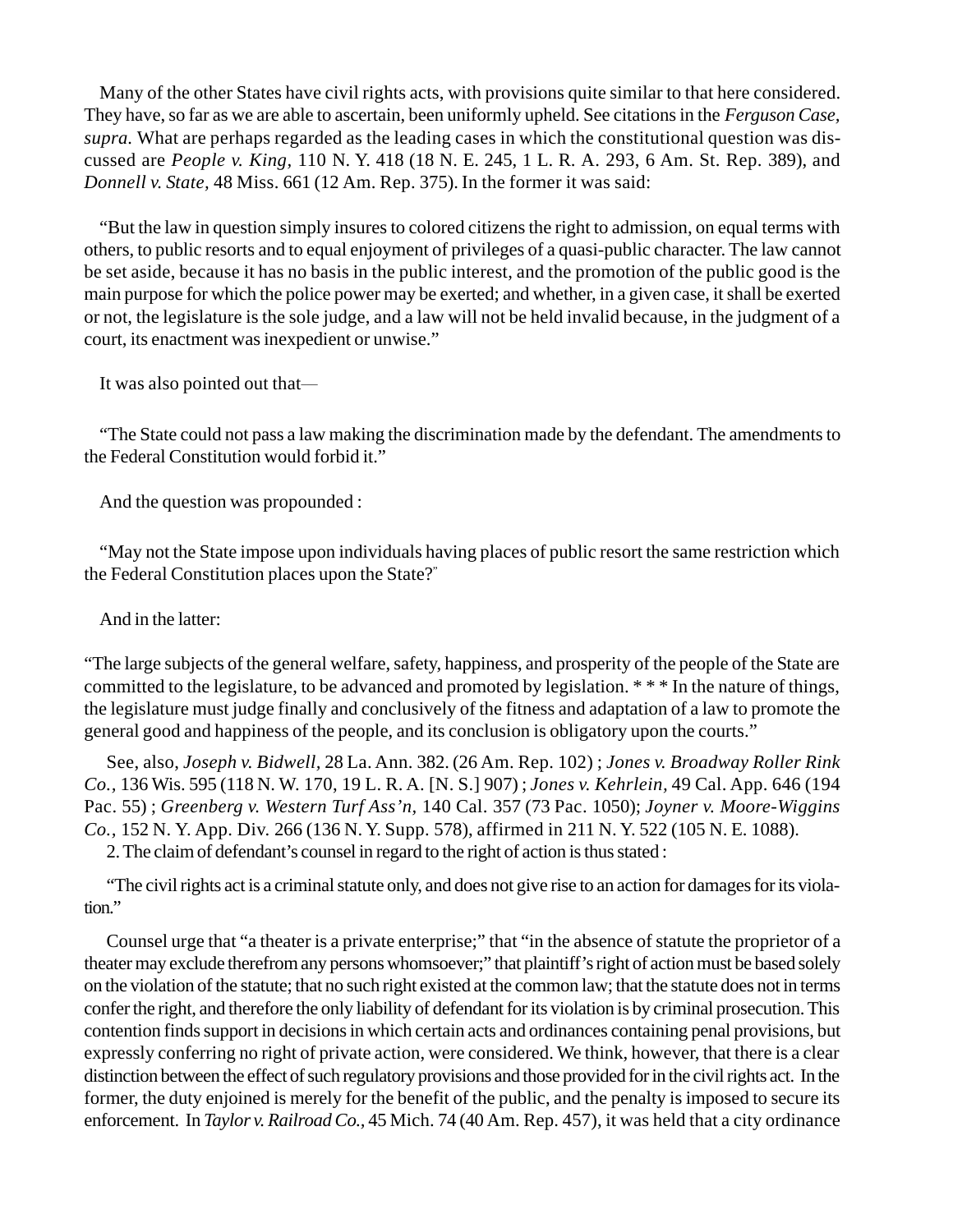Many of the other States have civil rights acts, with provisions quite similar to that here considered. They have, so far as we are able to ascertain, been uniformly upheld. See citations in the *Ferguson Case, supra.* What are perhaps regarded as the leading cases in which the constitutional question was discussed are *People v. King,* 110 N. Y. 418 (18 N. E. 245, 1 L. R. A. 293, 6 Am. St. Rep. 389), and *Donnell v. State,* 48 Miss. 661 (12 Am. Rep. 375). In the former it was said:

"But the law in question simply insures to colored citizens the right to admission, on equal terms with others, to public resorts and to equal enjoyment of privileges of a quasi-public character. The law cannot be set aside, because it has no basis in the public interest, and the promotion of the public good is the main purpose for which the police power may be exerted; and whether, in a given case, it shall be exerted or not, the legislature is the sole judge, and a law will not be held invalid because, in the judgment of a court, its enactment was inexpedient or unwise."

It was also pointed out that—

"The State could not pass a law making the discrimination made by the defendant. The amendments to the Federal Constitution would forbid it."

And the question was propounded :

"May not the State impose upon individuals having places of public resort the same restriction which the Federal Constitution places upon the State?"

And in the latter:

"The large subjects of the general welfare, safety, happiness, and prosperity of the people of the State are committed to the legislature, to be advanced and promoted by legislation. * * * In the nature of things, the legislature must judge finally and conclusively of the fitness and adaptation of a law to promote the general good and happiness of the people, and its conclusion is obligatory upon the courts."

See, also, *Joseph v. Bidwell,* 28 La. Ann. 382. (26 Am. Rep. 102) ; *Jones v. Broadway Roller Rink Co.,* 136 Wis. 595 (118 N. W. 170, 19 L. R. A. [N. S.] 907) ; *Jones v. Kehrlein,* 49 Cal. App. 646 (194 Pac. 55) ; *Greenberg v. Western Turf Ass'n,* 140 Cal. 357 (73 Pac. 1050); *Joyner v. Moore-Wiggins Co.,* 152 N. Y. App. Div. 266 (136 N. Y. Supp. 578), affirmed in 211 N. Y. 522 (105 N. E. 1088).

2. The claim of defendant's counsel in regard to the right of action is thus stated :

"The civil rights act is a criminal statute only, and does not give rise to an action for damages for its violation."

Counsel urge that "a theater is a private enterprise;" that "in the absence of statute the proprietor of a theater may exclude therefrom any persons whomsoever;" that plaintiff's right of action must be based solely on the violation of the statute; that no such right existed at the common law; that the statute does not in terms confer the right, and therefore the only liability of defendant for its violation is by criminal prosecution. This contention finds support in decisions in which certain acts and ordinances containing penal provisions, but expressly conferring no right of private action, were considered. We think, however, that there is a clear distinction between the effect of such regulatory provisions and those provided for in the civil rights act. In the former, the duty enjoined is merely for the benefit of the public, and the penalty is imposed to secure its enforcement. In *Taylor v. Railroad Co.,* 45 Mich. 74 (40 Am. Rep. 457), it was held that a city ordinance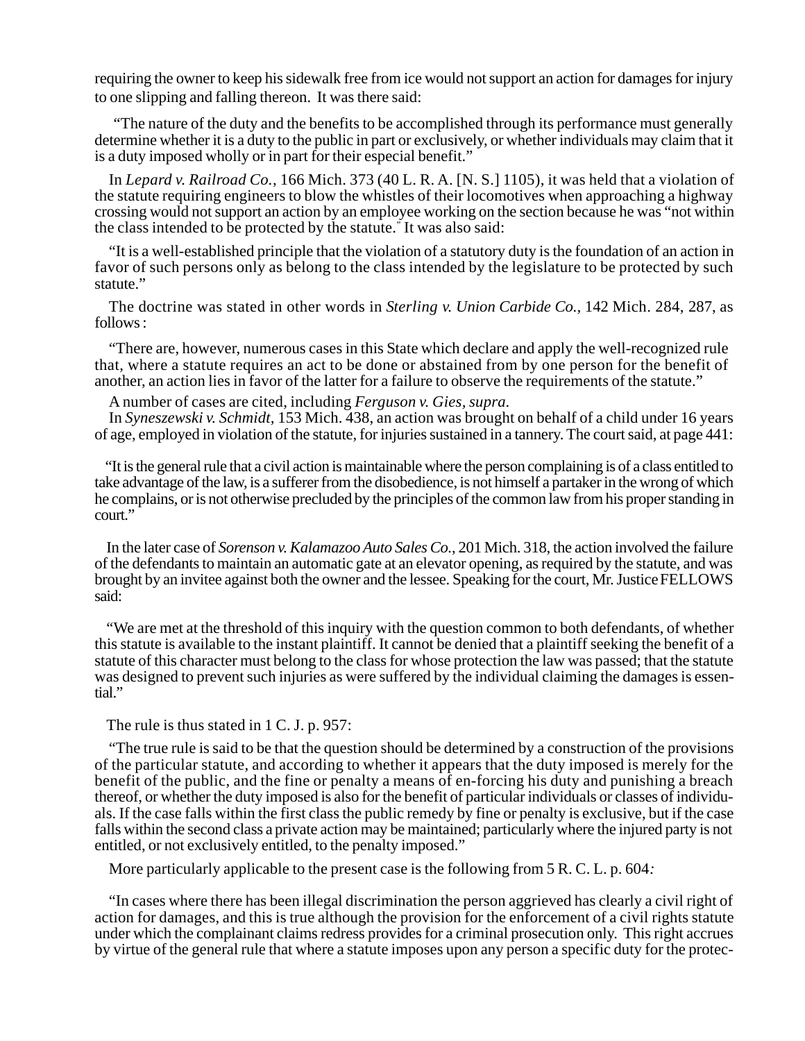requiring the owner to keep his sidewalk free from ice would not support an action for damages for injury to one slipping and falling thereon. It was there said:

> "The nature of the duty and the benefits to be accomplished through its performance must generally determine whether it is a duty to the public in part or exclusively, or whether individuals may claim that it is a duty imposed wholly or in part for their especial benefit."

In *Lepard v. Railroad Co.*, 166 Mich. 373 (40 L. R. A. [N. S.] 1105), it was held that a violation of the statute requiring engineers to blow the whistles of their locomotives when approaching a highway crossing would not support an action by an employee working on the section because he was "not within the class intended to be protected by the statute." It was also said:

> "It is a well-established principle that the violation of a statutory duty is the foundation of an action in favor of such persons only as belong to the class intended by the legislature to be protected by such statute."

The doctrine was stated in other words in *Sterling v. Union Carbide Co.*, 142 Mich. 284, 287, as follows:

> "There are, however, numerous cases in this State which declare and apply the well-recognized rule that, where a statute requires an act to be done or abstained from by one person for the benefit of another, an action lies in favor of the latter for a failure to observe the requirements of the statute."

A number of cases are cited, including *Ferguson v. Gies, supra.*

In *Syneszewski v. Schmidt*, 153 Mich. 438, an action was brought on behalf of a child under 16 years of age, employed in violation of the statute, for injuries sustained in a tannery. The court said, at page 441:

> "It is the general rule that a civil action is maintainable where the person complaining is of a class entitled to take advantage of the law, is a sufferer from the disobedience, is not himself a partaker in the wrong of which he complains, or is not otherwise precluded by the principles of the common law from his proper standing in court."

In the later case of *Sorenson v. Kalamazoo Auto Sales Co.*, 201 Mich. 318, the action involved the failure of the defendants to maintain an automatic gate at an elevator opening, as required by the statute, and was brought by an invitee against both the owner and the lessee. Speaking for the court, Mr. Justice FELLOWS said:

> "We are met at the threshold of this inquiry with the question common to both defendants, of whether this statute is available to the instant plaintiff. It cannot be denied that a plaintiff seeking the benefit of a statute of this character must belong to the class for whose protection the law was passed; that the statute was designed to prevent such injuries as were suffered by the individual claiming the damages is essential."

The rule is thus stated in 1 C. J. p. 957:

> "The true rule is said to be that the question should be determined by a construction of the provisions of the particular statute, and according to whether it appears that the duty imposed is merely for the benefit of the public, and the fine or penalty a means of en-forcing his duty and punishing a breach thereof, or whether the duty imposed is also for the benefit of particular individuals or classes of individuals. If the case falls within the first class the public remedy by fine or penalty is exclusive, but if the case falls within the second class a private action may be maintained; particularly where the injured party is not entitled, or not exclusively entitled, to the penalty imposed."

More particularly applicable to the present case is the following from 5 R. C. L. p. 604*:*

> "In cases where there has been illegal discrimination the person aggrieved has clearly a civil right of action for damages, and this is true although the provision for the enforcement of a civil rights statute under which the complainant claims redress provides for a criminal prosecution only. This right accrues by virtue of the general rule that where a statute imposes upon any person a specific duty for the protec-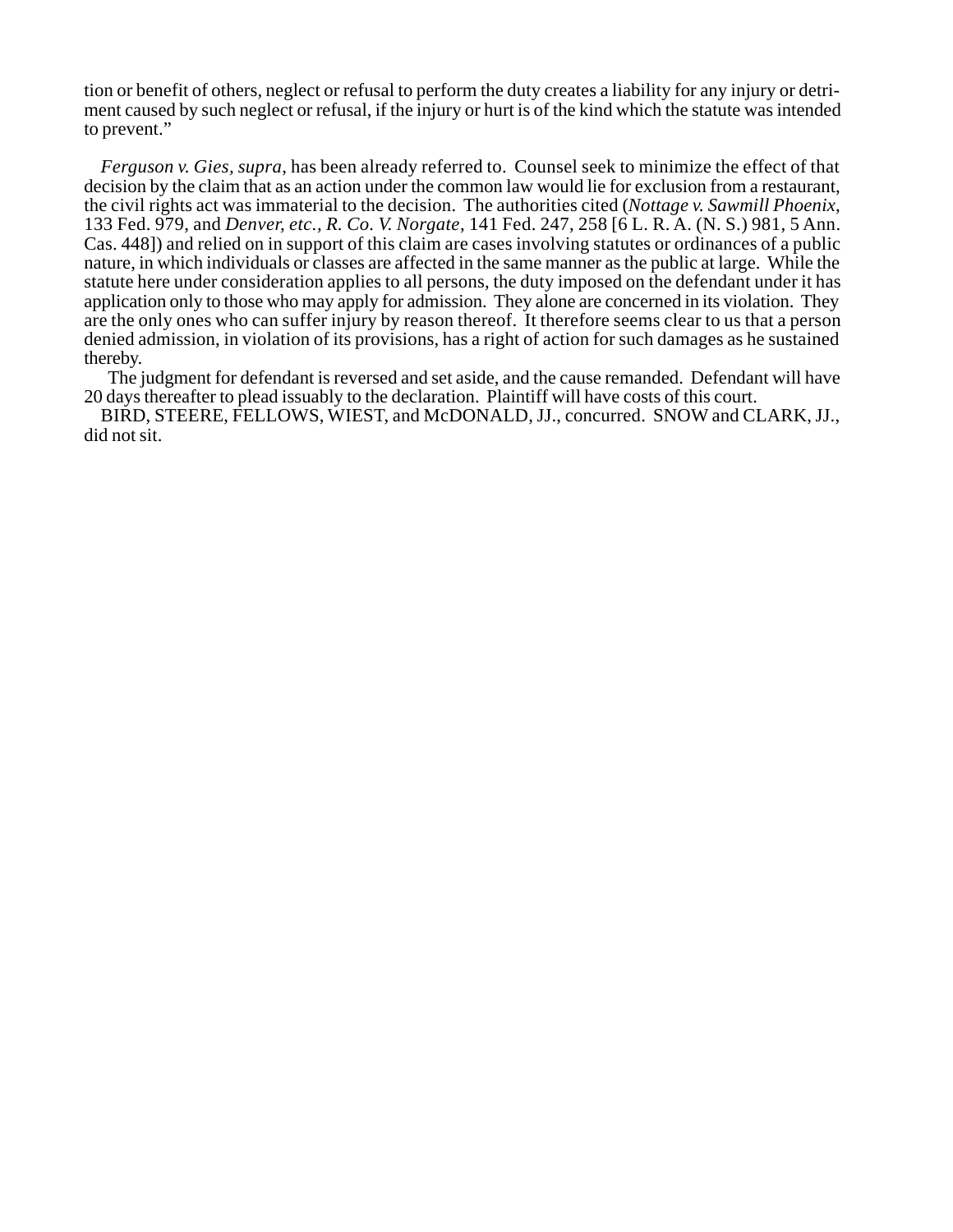tion or benefit of others, neglect or refusal to perform the duty creates a liability for any injury or detriment caused by such neglect or refusal, if the injury or hurt is of the kind which the statute was intended to prevent."

*Ferguson v. Gies, supra*, has been already referred to. Counsel seek to minimize the effect of that decision by the claim that as an action under the common law would lie for exclusion from a restaurant, the civil rights act was immaterial to the decision. The authorities cited (*Nottage v. Sawmill Phoenix*, 133 Fed. 979, and *Denver, etc., R. Co. V. Norgate*, 141 Fed. 247, 258 [6 L. R. A. (N. S.) 981, 5 Ann. Cas. 448]) and relied on in support of this claim are cases involving statutes or ordinances of a public nature, in which individuals or classes are affected in the same manner as the public at large. While the statute here under consideration applies to all persons, the duty imposed on the defendant under it has application only to those who may apply for admission. They alone are concerned in its violation. They are the only ones who can suffer injury by reason thereof. It therefore seems clear to us that a person denied admission, in violation of its provisions, has a right of action for such damages as he sustained thereby.

The judgment for defendant is reversed and set aside, and the cause remanded. Defendant will have 20 days thereafter to plead issuably to the declaration. Plaintiff will have costs of this court.

BIRD, STEERE, FELLOWS, WIEST, and McDONALD, JJ., concurred. SNOW and CLARK, JJ., did not sit.